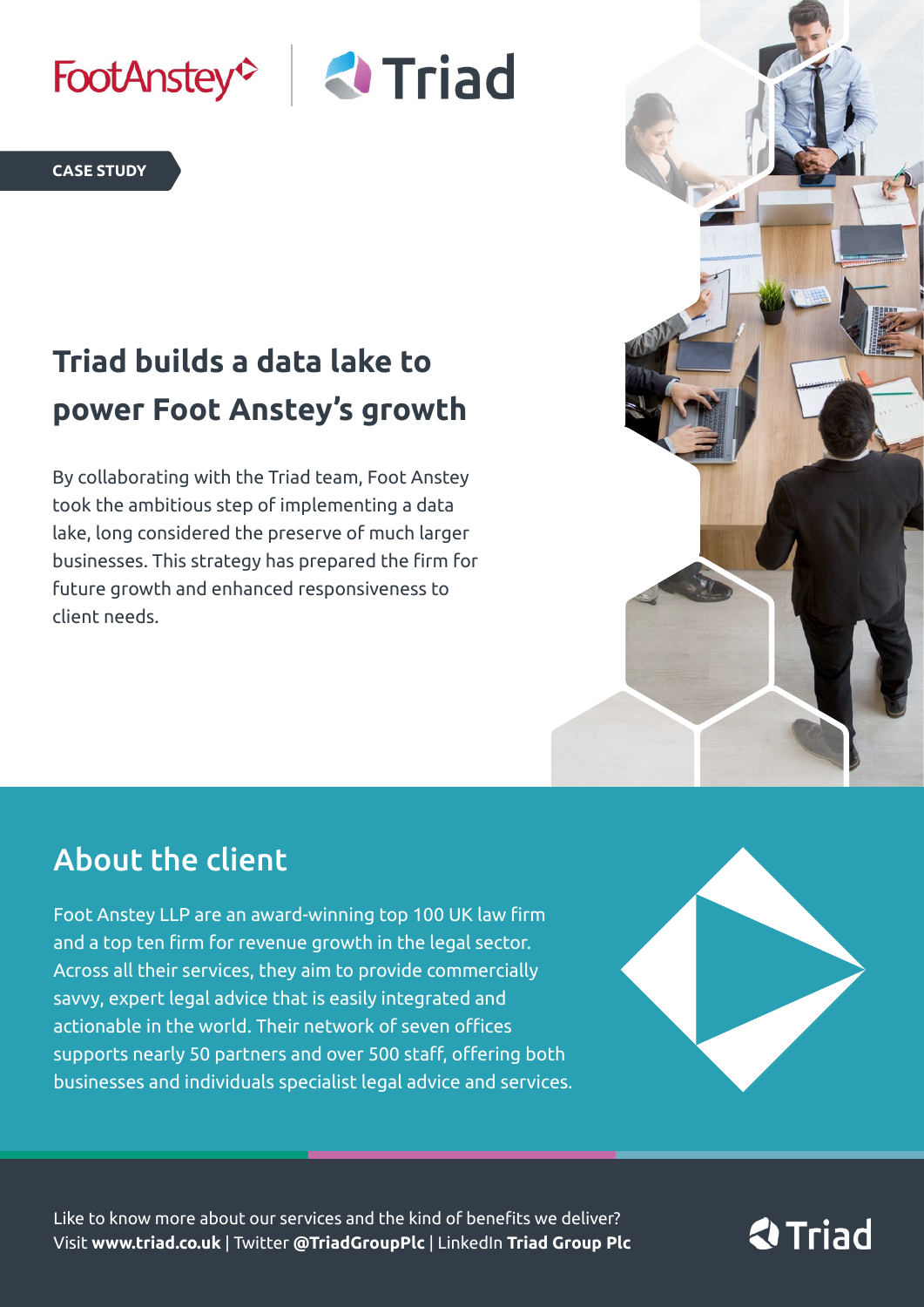CASE STUDY

# Triad builds a data lake to power Foot Anstey's growth

By collaborating with the Triad team, Foot Anstey took the ambitious step of implementing a data lake, long considered the preserve of much larger businesses. This strategy has prepared the firm for future growth and enhanced responsiveness to client needs.

## About the client

Foot Anstey LLP are an award-winning top 100 UK law firm and a top ten firm for revenue growth in the legal sector. Across all their services, they aim to provide commercially savvy, expert legal advice that is easily integrated and actionable in the world. Their network of seven offices supports nearly 50 partners and over 500 staff, offering both businesses and individuals specialist legal advice and services.

Like to know more about our services and the kind of benefits we deliver?
Visit **www.triad.co.uk** | Twitter **@TriadGroupPlc** | LinkedIn **Triad Group Plc**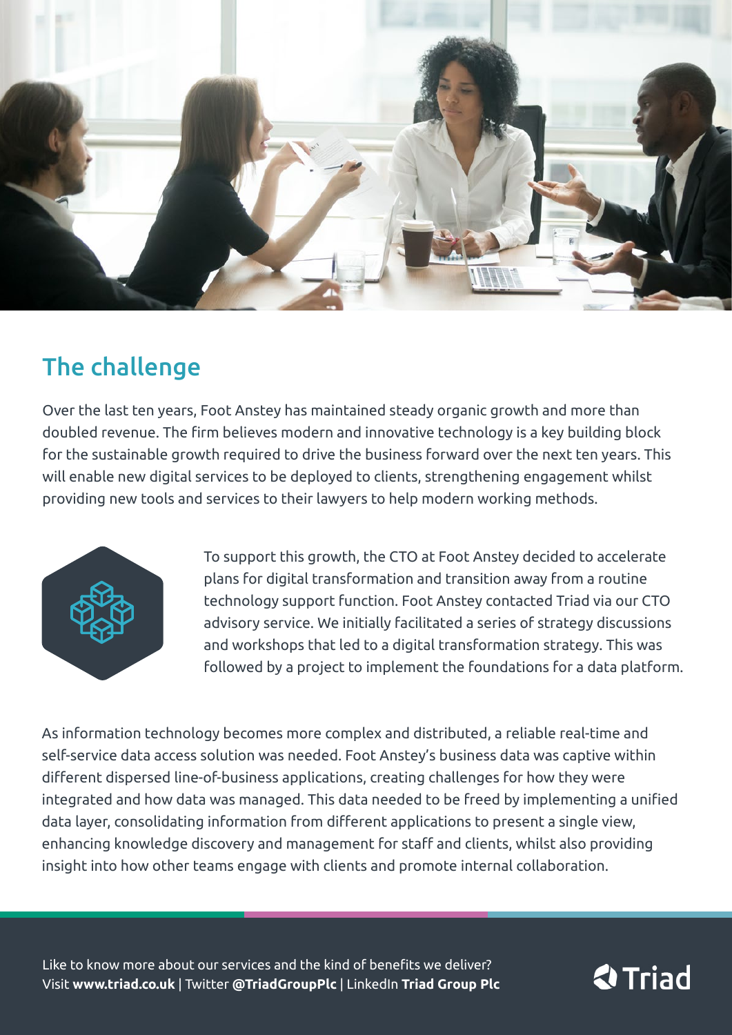## The challenge

Over the last ten years, Foot Anstey has maintained steady organic growth and more than doubled revenue. The firm believes modern and innovative technology is a key building block for the sustainable growth required to drive the business forward over the next ten years. This will enable new digital services to be deployed to clients, strengthening engagement whilst providing new tools and services to their lawyers to help modern working methods.

To support this growth, the CTO at Foot Anstey decided to accelerate plans for digital transformation and transition away from a routine technology support function. Foot Anstey contacted Triad via our CTO advisory service. We initially facilitated a series of strategy discussions and workshops that led to a digital transformation strategy. This was followed by a project to implement the foundations for a data platform.

As information technology becomes more complex and distributed, a reliable real-time and self-service data access solution was needed. Foot Anstey's business data was captive within different dispersed line-of-business applications, creating challenges for how they were integrated and how data was managed. This data needed to be freed by implementing a unified data layer, consolidating information from different applications to present a single view, enhancing knowledge discovery and management for staff and clients, whilst also providing insight into how other teams engage with clients and promote internal collaboration.

Like to know more about our services and the kind of benefits we deliver?
Visit **www.triad.co.uk** | Twitter **@TriadGroupPlc** | LinkedIn **Triad Group Plc**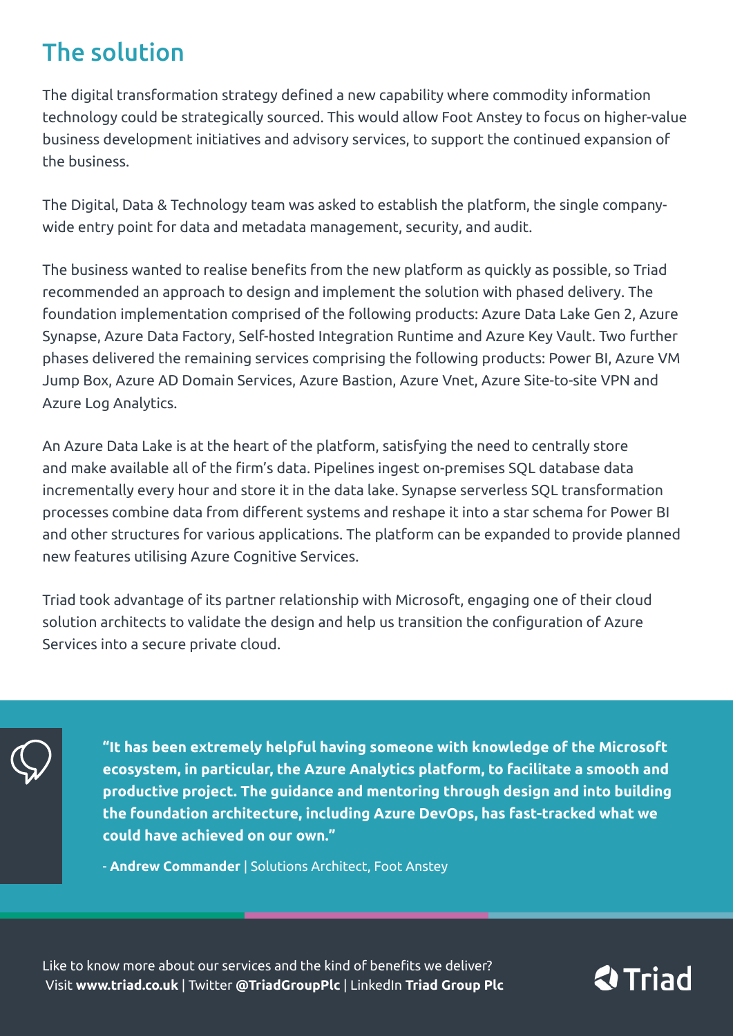## The solution

The digital transformation strategy defined a new capability where commodity information technology could be strategically sourced. This would allow Foot Anstey to focus on higher-value business development initiatives and advisory services, to support the continued expansion of the business.

The Digital, Data & Technology team was asked to establish the platform, the single company-wide entry point for data and metadata management, security, and audit.

The business wanted to realise benefits from the new platform as quickly as possible, so Triad recommended an approach to design and implement the solution with phased delivery. The foundation implementation comprised of the following products: Azure Data Lake Gen 2, Azure Synapse, Azure Data Factory, Self-hosted Integration Runtime and Azure Key Vault. Two further phases delivered the remaining services comprising the following products: Power BI, Azure VM Jump Box, Azure AD Domain Services, Azure Bastion, Azure Vnet, Azure Site-to-site VPN and Azure Log Analytics.

An Azure Data Lake is at the heart of the platform, satisfying the need to centrally store and make available all of the firm's data. Pipelines ingest on-premises SQL database data incrementally every hour and store it in the data lake. Synapse serverless SQL transformation processes combine data from different systems and reshape it into a star schema for Power BI and other structures for various applications. The platform can be expanded to provide planned new features utilising Azure Cognitive Services.

Triad took advantage of its partner relationship with Microsoft, engaging one of their cloud solution architects to validate the design and help us transition the configuration of Azure Services into a secure private cloud.

> **"It has been extremely helpful having someone with knowledge of the Microsoft ecosystem, in particular, the Azure Analytics platform, to facilitate a smooth and productive project. The guidance and mentoring through design and into building the foundation architecture, including Azure DevOps, has fast-tracked what we could have achieved on our own."**
>
> \- **Andrew Commander** | Solutions Architect, Foot Anstey

Like to know more about our services and the kind of benefits we deliver?
Visit **www.triad.co.uk** | Twitter **@TriadGroupPlc** | LinkedIn **Triad Group Plc**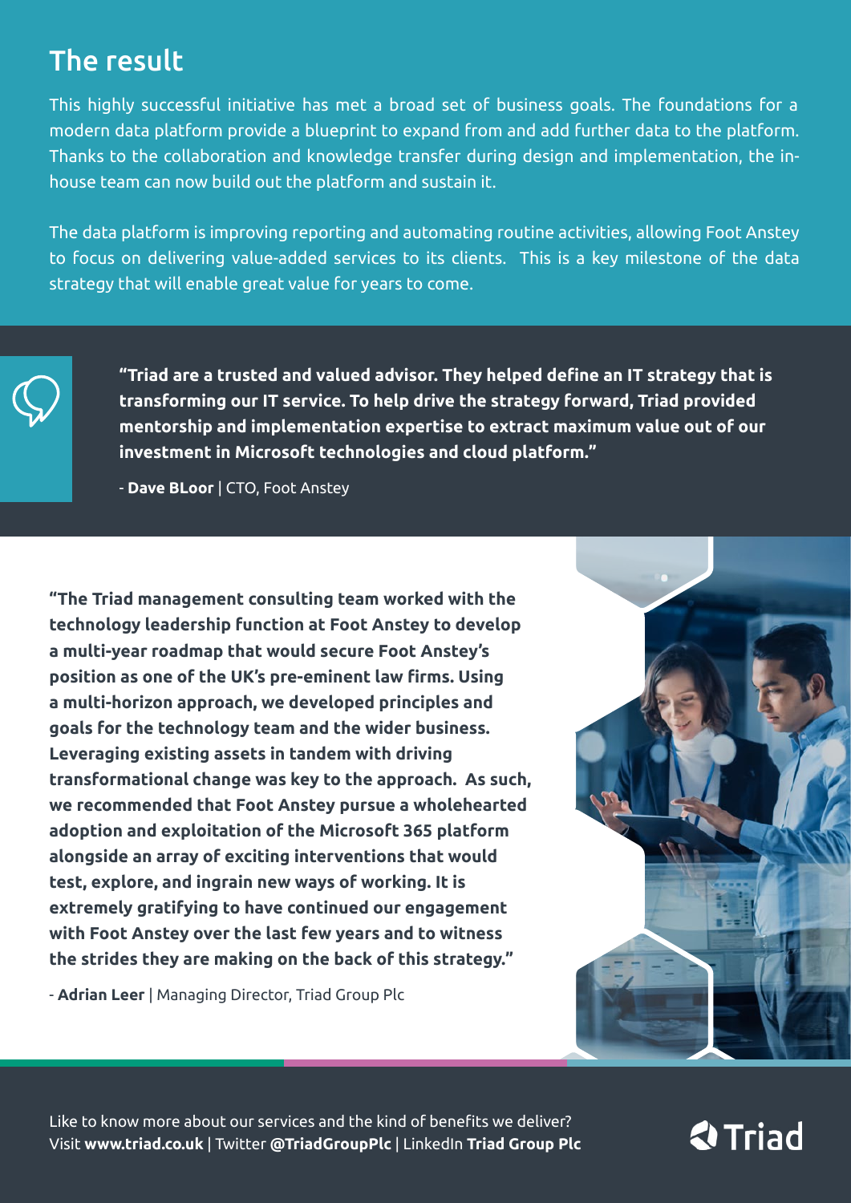## The result

This highly successful initiative has met a broad set of business goals. The foundations for a modern data platform provide a blueprint to expand from and add further data to the platform. Thanks to the collaboration and knowledge transfer during design and implementation, the in-house team can now build out the platform and sustain it.

The data platform is improving reporting and automating routine activities, allowing Foot Anstey to focus on delivering value-added services to its clients. This is a key milestone of the data strategy that will enable great value for years to come.

**"Triad are a trusted and valued advisor. They helped define an IT strategy that is transforming our IT service. To help drive the strategy forward, Triad provided mentorship and implementation expertise to extract maximum value out of our investment in Microsoft technologies and cloud platform."**

\- **Dave BLoor** | CTO, Foot Anstey

**"The Triad management consulting team worked with the technology leadership function at Foot Anstey to develop a multi-year roadmap that would secure Foot Anstey's position as one of the UK's pre-eminent law firms. Using a multi-horizon approach, we developed principles and goals for the technology team and the wider business. Leveraging existing assets in tandem with driving transformational change was key to the approach. As such, we recommended that Foot Anstey pursue a wholehearted adoption and exploitation of the Microsoft 365 platform alongside an array of exciting interventions that would test, explore, and ingrain new ways of working. It is extremely gratifying to have continued our engagement with Foot Anstey over the last few years and to witness the strides they are making on the back of this strategy."**

\- **Adrian Leer** | Managing Director, Triad Group Plc

Like to know more about our services and the kind of benefits we deliver?
Visit **www.triad.co.uk** | Twitter **@TriadGroupPlc** | LinkedIn **Triad Group Plc**

Triad